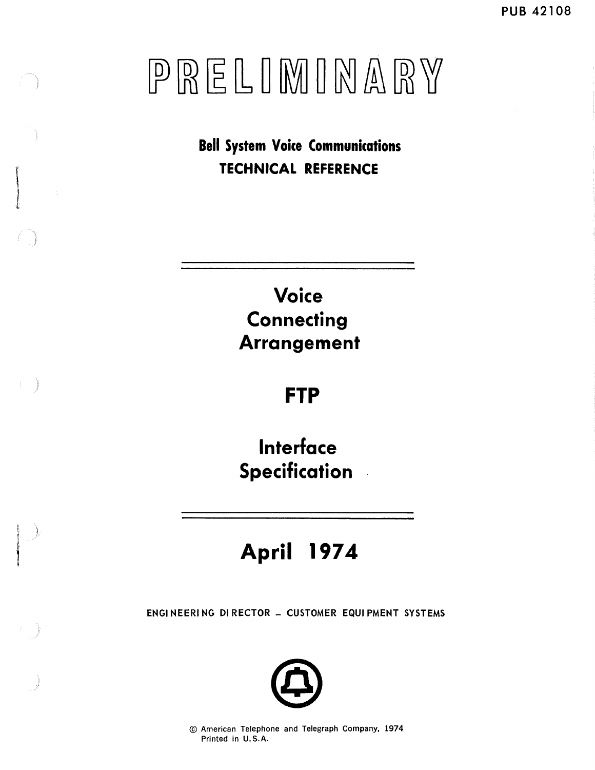PUB 42108

# PRELIMINARY

**Bell System Voice Communications**
**TECHNICAL REFERENCE**

---

# Voice Connecting Arrangement

# FTP

# Interface Specification

---

## April 1974

ENGINEERING DIRECTOR – CUSTOMER EQUIPMENT SYSTEMS

© American Telephone and Telegraph Company, 1974
Printed in U.S.A.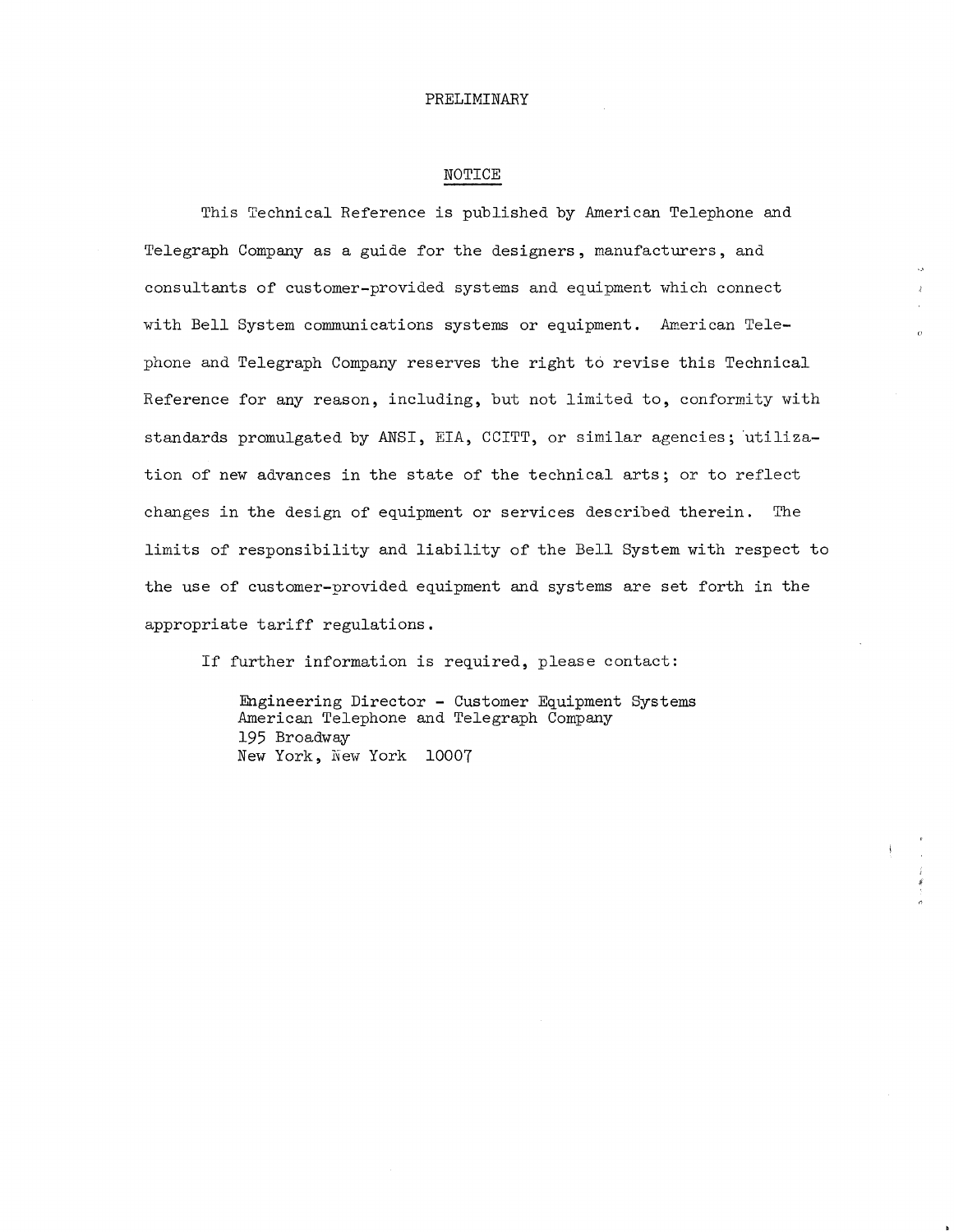PRELIMINARY

## NOTICE

This Technical Reference is published by American Telephone and Telegraph Company as a guide for the designers, manufacturers, and consultants of customer-provided systems and equipment which connect with Bell System communications systems or equipment. American Telephone and Telegraph Company reserves the right to revise this Technical Reference for any reason, including, but not limited to, conformity with standards promulgated by ANSI, EIA, CCITT, or similar agencies; utilization of new advances in the state of the technical arts; or to reflect changes in the design of equipment or services described therein. The limits of responsibility and liability of the Bell System with respect to the use of customer-provided equipment and systems are set forth in the appropriate tariff regulations.

If further information is required, please contact:

Engineering Director - Customer Equipment Systems
American Telephone and Telegraph Company
195 Broadway
New York, New York 10007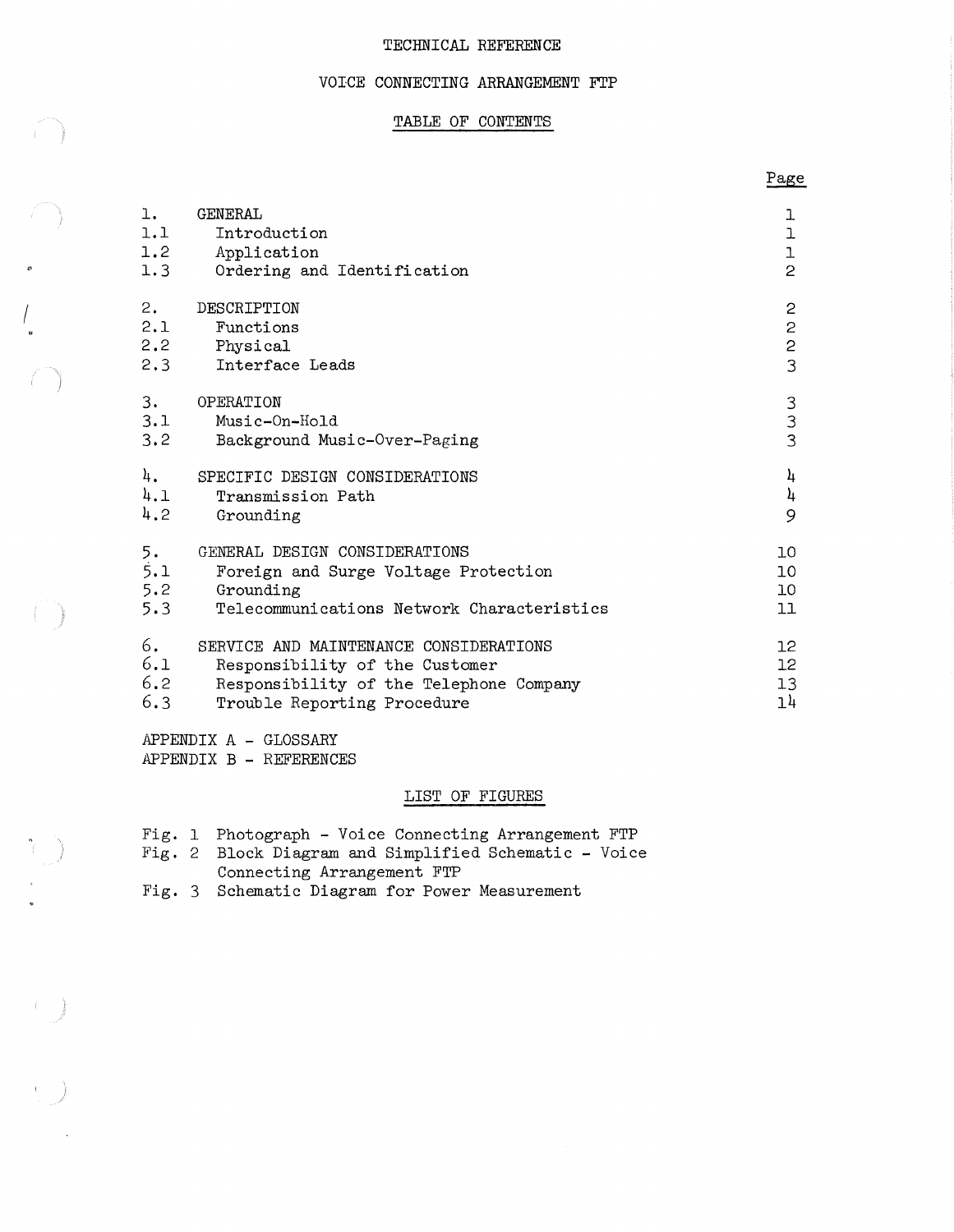TECHNICAL REFERENCE

VOICE CONNECTING ARRANGEMENT FTP

# TABLE OF CONTENTS

| | | Page |
|---|---|---|
| 1. | GENERAL | 1 |
| 1.1 | Introduction | 1 |
| 1.2 | Application | 1 |
| 1.3 | Ordering and Identification | 2 |
| 2. | DESCRIPTION | 2 |
| 2.1 | Functions | 2 |
| 2.2 | Physical | 2 |
| 2.3 | Interface Leads | 3 |
| 3. | OPERATION | 3 |
| 3.1 | Music-On-Hold | 3 |
| 3.2 | Background Music-Over-Paging | 3 |
| 4. | SPECIFIC DESIGN CONSIDERATIONS | 4 |
| 4.1 | Transmission Path | 4 |
| 4.2 | Grounding | 9 |
| 5. | GENERAL DESIGN CONSIDERATIONS | 10 |
| 5.1 | Foreign and Surge Voltage Protection | 10 |
| 5.2 | Grounding | 10 |
| 5.3 | Telecommunications Network Characteristics | 11 |
| 6. | SERVICE AND MAINTENANCE CONSIDERATIONS | 12 |
| 6.1 | Responsibility of the Customer | 12 |
| 6.2 | Responsibility of the Telephone Company | 13 |
| 6.3 | Trouble Reporting Procedure | 14 |

APPENDIX A - GLOSSARY
APPENDIX B - REFERENCES

## LIST OF FIGURES

Fig. 1 Photograph - Voice Connecting Arrangement FTP
Fig. 2 Block Diagram and Simplified Schematic - Voice Connecting Arrangement FTP
Fig. 3 Schematic Diagram for Power Measurement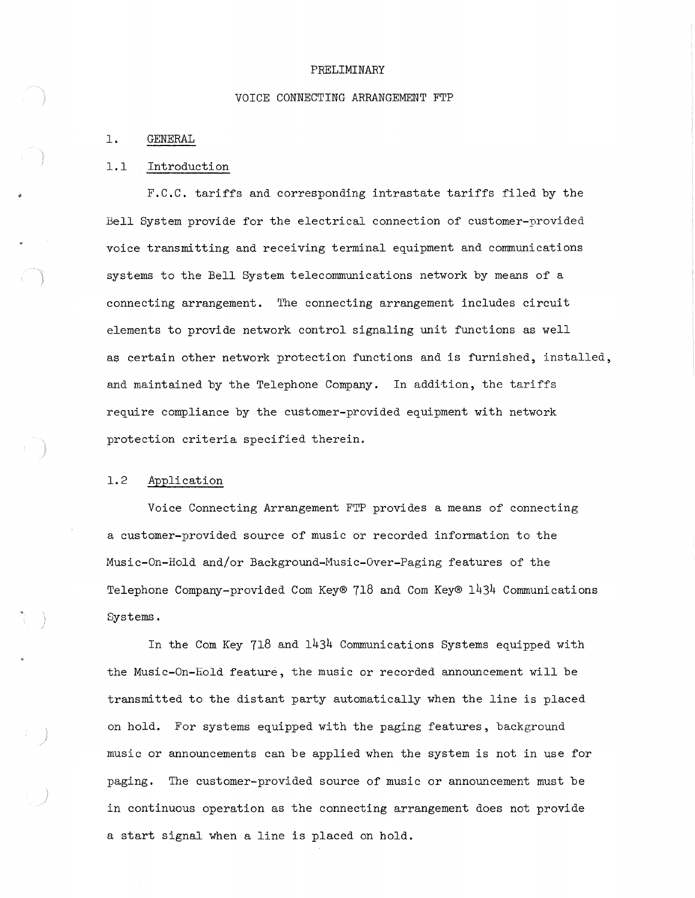PRELIMINARY

# VOICE CONNECTING ARRANGEMENT FTP

## 1. GENERAL

### 1.1 Introduction

F.C.C. tariffs and corresponding intrastate tariffs filed by the Bell System provide for the electrical connection of customer-provided voice transmitting and receiving terminal equipment and communications systems to the Bell System telecommunications network by means of a connecting arrangement. The connecting arrangement includes circuit elements to provide network control signaling unit functions as well as certain other network protection functions and is furnished, installed, and maintained by the Telephone Company. In addition, the tariffs require compliance by the customer-provided equipment with network protection criteria specified therein.

### 1.2 Application

Voice Connecting Arrangement FTP provides a means of connecting a customer-provided source of music or recorded information to the Music-On-Hold and/or Background-Music-Over-Paging features of the Telephone Company-provided Com Key® 718 and Com Key® 1434 Communications Systems.

In the Com Key 718 and 1434 Communications Systems equipped with the Music-On-Hold feature, the music or recorded announcement will be transmitted to the distant party automatically when the line is placed on hold. For systems equipped with the paging features, background music or announcements can be applied when the system is not in use for paging. The customer-provided source of music or announcement must be in continuous operation as the connecting arrangement does not provide a start signal when a line is placed on hold.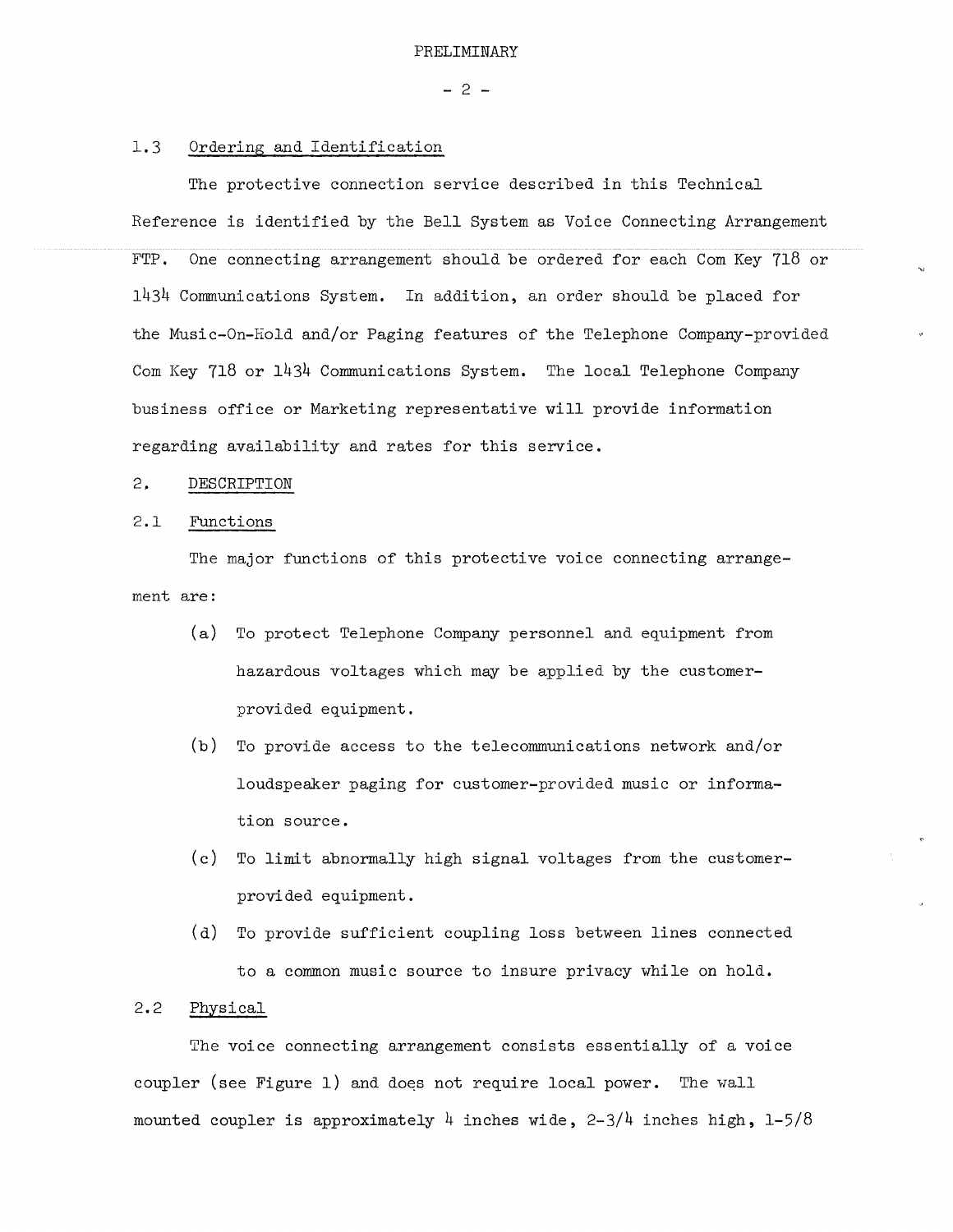PRELIMINARY

### 1.3 Ordering and Identification

The protective connection service described in this Technical Reference is identified by the Bell System as Voice Connecting Arrangement FTP. One connecting arrangement should be ordered for each Com Key 718 or 1434 Communications System. In addition, an order should be placed for the Music-On-Hold and/or Paging features of the Telephone Company-provided Com Key 718 or 1434 Communications System. The local Telephone Company business office or Marketing representative will provide information regarding availability and rates for this service.

## 2. DESCRIPTION

### 2.1 Functions

The major functions of this protective voice connecting arrangement are:

(a) To protect Telephone Company personnel and equipment from hazardous voltages which may be applied by the customer-provided equipment.

(b) To provide access to the telecommunications network and/or loudspeaker paging for customer-provided music or information source.

(c) To limit abnormally high signal voltages from the customer-provided equipment.

(d) To provide sufficient coupling loss between lines connected to a common music source to insure privacy while on hold.

### 2.2 Physical

The voice connecting arrangement consists essentially of a voice coupler (see Figure 1) and does not require local power. The wall mounted coupler is approximately 4 inches wide, 2-3/4 inches high, 1-5/8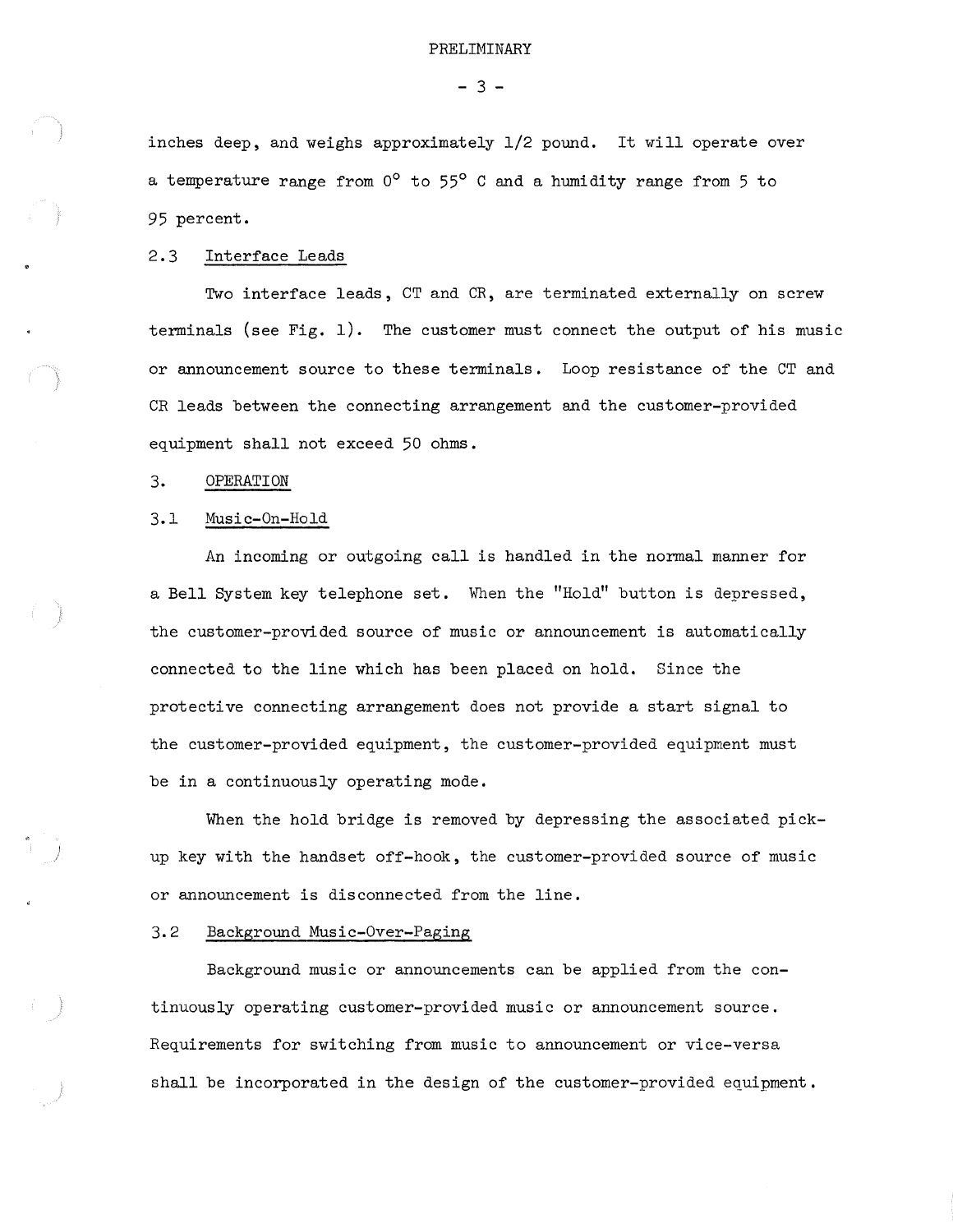inches deep, and weighs approximately 1/2 pound. It will operate over a temperature range from $0^{\circ}$ to $55^{\circ}$ C and a humidity range from 5 to 95 percent.

### 2.3 Interface Leads

Two interface leads, CT and CR, are terminated externally on screw terminals (see Fig. 1). The customer must connect the output of his music or announcement source to these terminals. Loop resistance of the CT and CR leads between the connecting arrangement and the customer-provided equipment shall not exceed 50 ohms.

## 3. OPERATION

### 3.1 Music-On-Hold

An incoming or outgoing call is handled in the normal manner for a Bell System key telephone set. When the "Hold" button is depressed, the customer-provided source of music or announcement is automatically connected to the line which has been placed on hold. Since the protective connecting arrangement does not provide a start signal to the customer-provided equipment, the customer-provided equipment must be in a continuously operating mode.

When the hold bridge is removed by depressing the associated pick-up key with the handset off-hook, the customer-provided source of music or announcement is disconnected from the line.

### 3.2 Background Music-Over-Paging

Background music or announcements can be applied from the continuously operating customer-provided music or announcement source. Requirements for switching from music to announcement or vice-versa shall be incorporated in the design of the customer-provided equipment.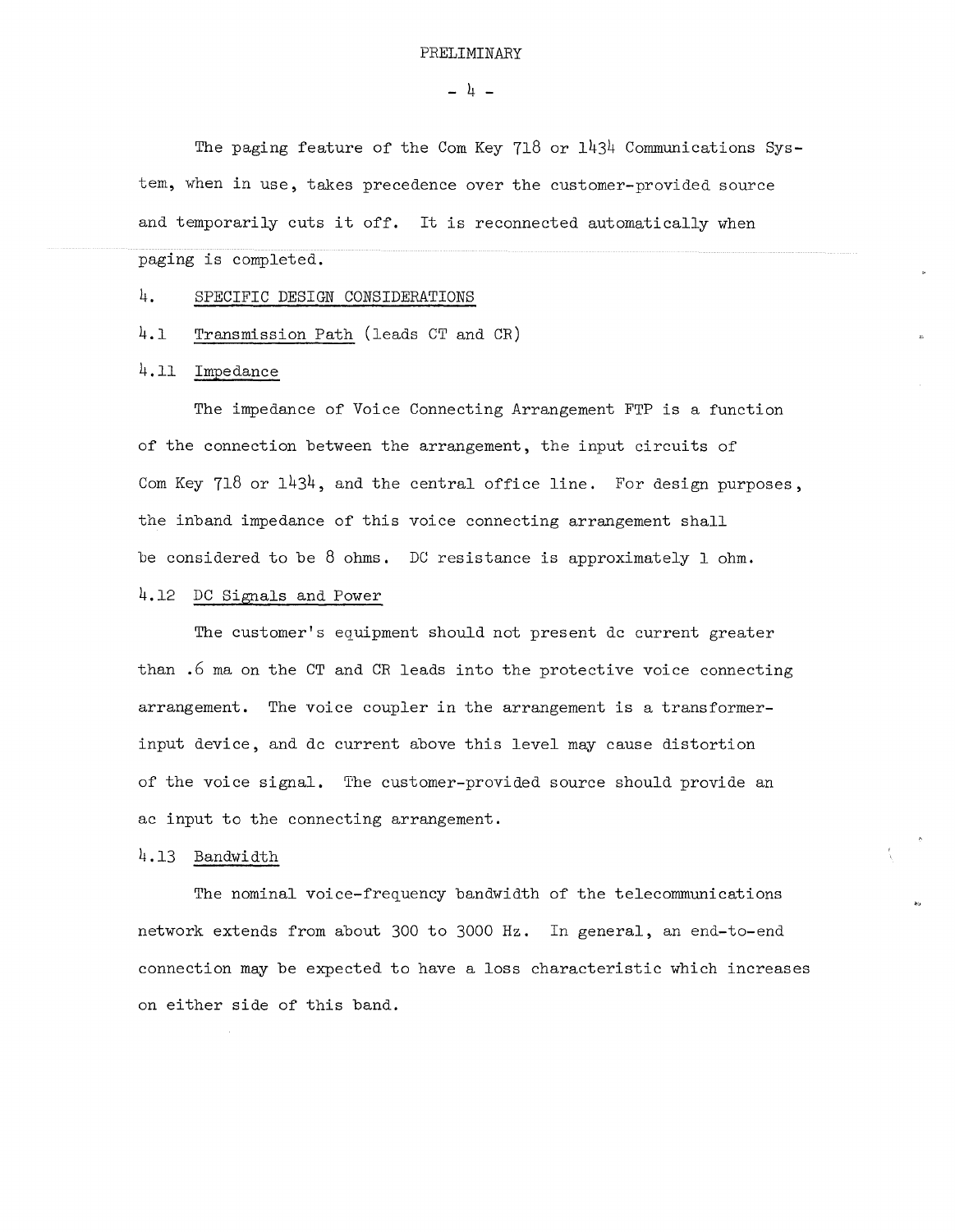The paging feature of the Com Key 718 or 1434 Communications System, when in use, takes precedence over the customer-provided source and temporarily cuts it off. It is reconnected automatically when paging is completed.

## 4. SPECIFIC DESIGN CONSIDERATIONS

### 4.1 Transmission Path (leads CT and CR)

#### 4.11 Impedance

The impedance of Voice Connecting Arrangement FTP is a function of the connection between the arrangement, the input circuits of Com Key 718 or 1434, and the central office line. For design purposes, the inband impedance of this voice connecting arrangement shall be considered to be 8 ohms. DC resistance is approximately 1 ohm.

#### 4.12 DC Signals and Power

The customer's equipment should not present dc current greater than .6 ma on the CT and CR leads into the protective voice connecting arrangement. The voice coupler in the arrangement is a transformer-input device, and dc current above this level may cause distortion of the voice signal. The customer-provided source should provide an ac input to the connecting arrangement.

#### 4.13 Bandwidth

The nominal voice-frequency bandwidth of the telecommunications network extends from about 300 to 3000 Hz. In general, an end-to-end connection may be expected to have a loss characteristic which increases on either side of this band.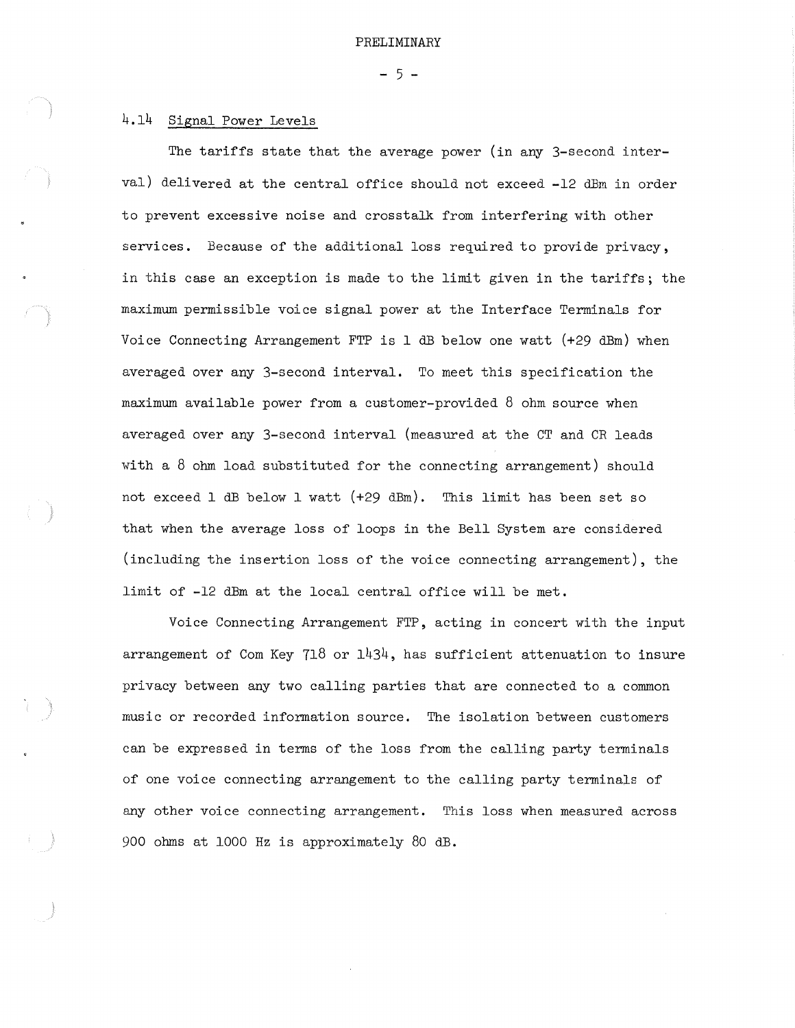### 4.14 Signal Power Levels

The tariffs state that the average power (in any 3-second interval) delivered at the central office should not exceed -12 dBm in order to prevent excessive noise and crosstalk from interfering with other services. Because of the additional loss required to provide privacy, in this case an exception is made to the limit given in the tariffs; the maximum permissible voice signal power at the Interface Terminals for Voice Connecting Arrangement FTP is 1 dB below one watt (+29 dBm) when averaged over any 3-second interval. To meet this specification the maximum available power from a customer-provided 8 ohm source when averaged over any 3-second interval (measured at the CT and CR leads with a 8 ohm load substituted for the connecting arrangement) should not exceed 1 dB below 1 watt (+29 dBm). This limit has been set so that when the average loss of loops in the Bell System are considered (including the insertion loss of the voice connecting arrangement), the limit of -12 dBm at the local central office will be met.

Voice Connecting Arrangement FTP, acting in concert with the input arrangement of Com Key 718 or 1434, has sufficient attenuation to insure privacy between any two calling parties that are connected to a common music or recorded information source. The isolation between customers can be expressed in terms of the loss from the calling party terminals of one voice connecting arrangement to the calling party terminals of any other voice connecting arrangement. This loss when measured across 900 ohms at 1000 Hz is approximately 80 dB.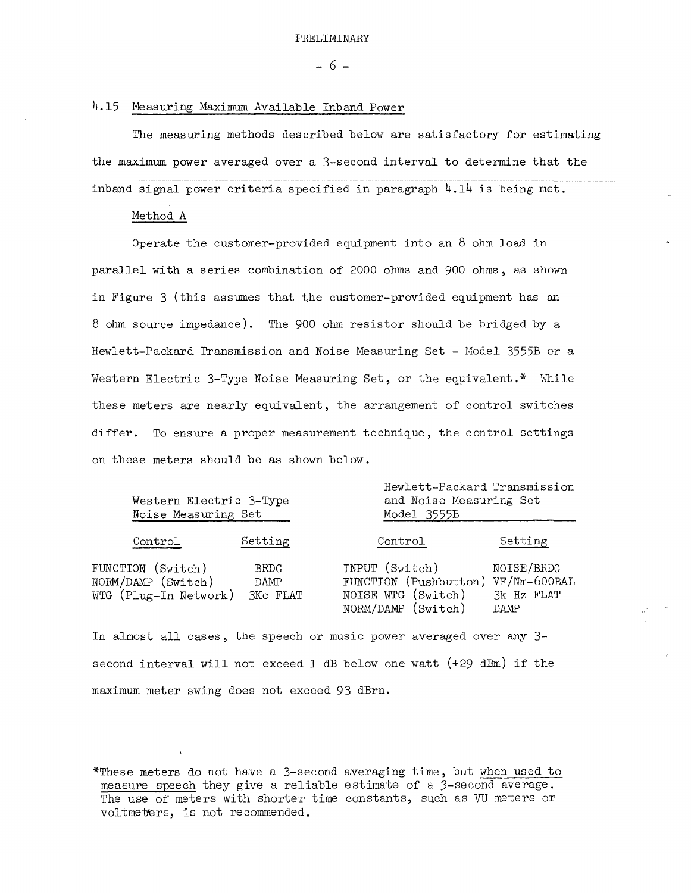## 4.15 Measuring Maximum Available Inband Power

The measuring methods described below are satisfactory for estimating the maximum power averaged over a 3-second interval to determine that the inband signal power criteria specified in paragraph 4.14 is being met.

### Method A

Operate the customer-provided equipment into an 8 ohm load in parallel with a series combination of 2000 ohms and 900 ohms, as shown in Figure 3 (this assumes that the customer-provided equipment has an 8 ohm source impedance). The 900 ohm resistor should be bridged by a Hewlett-Packard Transmission and Noise Measuring Set - Model 3555B or a Western Electric 3-Type Noise Measuring Set, or the equivalent.* While these meters are nearly equivalent, the arrangement of control switches differ. To ensure a proper measurement technique, the control settings on these meters should be as shown below.

**Western Electric 3-Type Noise Measuring Set**

| Control | Setting |
|---|---|
| FUNCTION (Switch) | BRDG |
| NORM/DAMP (Switch) | DAMP |
| WTG (Plug-In Network) | 3Kc FLAT |

**Hewlett-Packard Transmission and Noise Measuring Set Model 3555B**

| Control | Setting |
|---|---|
| INPUT (Switch) | NOISE/BRDG |
| FUNCTION (Pushbutton) | VF/Nm-600BAL |
| NOISE WTG (Switch) | 3k Hz FLAT |
| NORM/DAMP (Switch) | DAMP |

In almost all cases, the speech or music power averaged over any 3-second interval will not exceed 1 dB below one watt (+29 dBm) if the maximum meter swing does not exceed 93 dBrn.

*These meters do not have a 3-second averaging time, but when used to measure speech they give a reliable estimate of a 3-second average. The use of meters with shorter time constants, such as VU meters or voltmeters, is not recommended.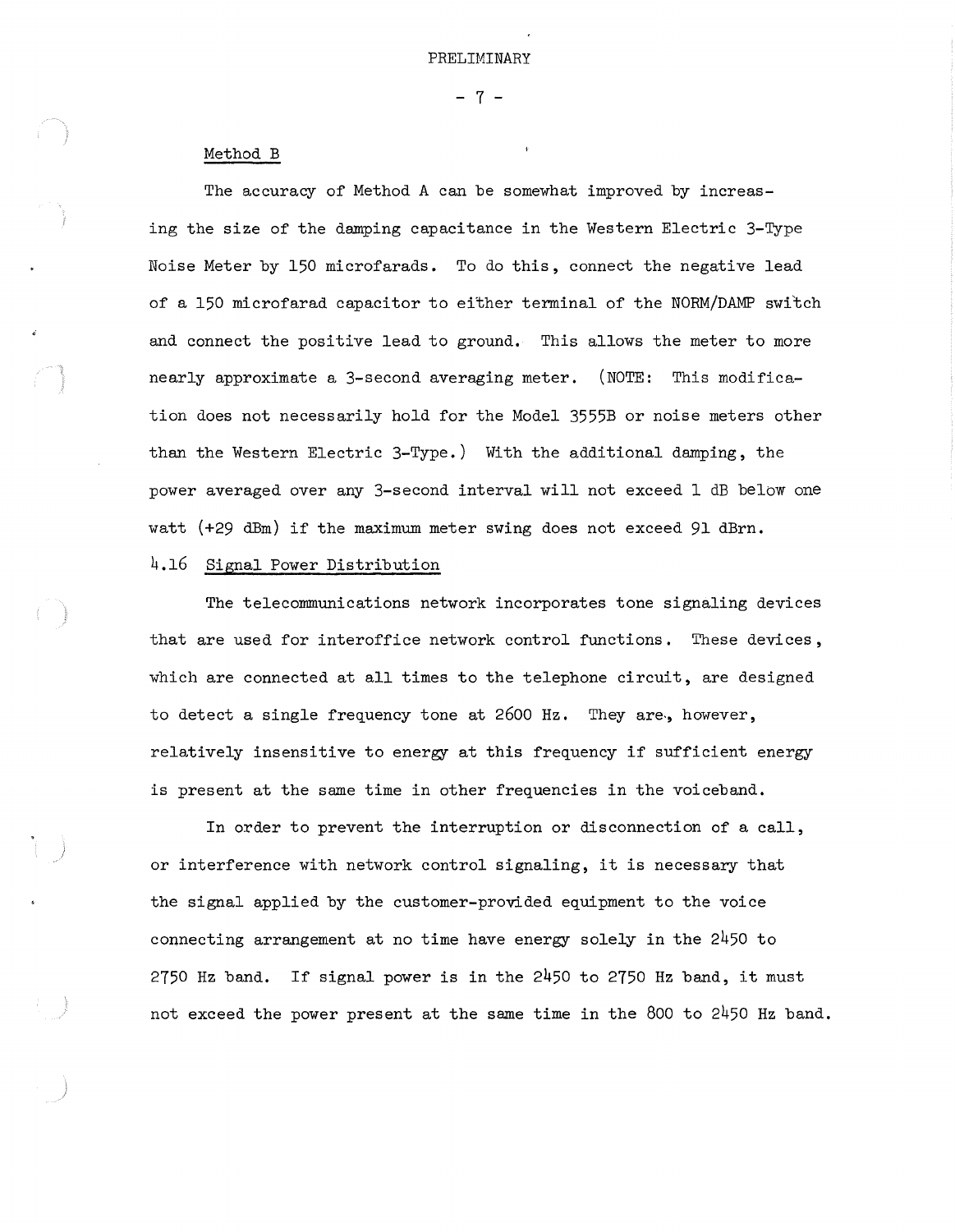Method B

The accuracy of Method A can be somewhat improved by increasing the size of the damping capacitance in the Western Electric 3-Type Noise Meter by 150 microfarads. To do this, connect the negative lead of a 150 microfarad capacitor to either terminal of the NORM/DAMP switch and connect the positive lead to ground. This allows the meter to more nearly approximate a 3-second averaging meter. (NOTE: This modification does not necessarily hold for the Model 3555B or noise meters other than the Western Electric 3-Type.) With the additional damping, the power averaged over any 3-second interval will not exceed 1 dB below one watt (+29 dBm) if the maximum meter swing does not exceed 91 dBrn.

4.16 Signal Power Distribution

The telecommunications network incorporates tone signaling devices that are used for interoffice network control functions. These devices, which are connected at all times to the telephone circuit, are designed to detect a single frequency tone at 2600 Hz. They are, however, relatively insensitive to energy at this frequency if sufficient energy is present at the same time in other frequencies in the voiceband.

In order to prevent the interruption or disconnection of a call, or interference with network control signaling, it is necessary that the signal applied by the customer-provided equipment to the voice connecting arrangement at no time have energy solely in the 2450 to 2750 Hz band. If signal power is in the 2450 to 2750 Hz band, it must not exceed the power present at the same time in the 800 to 2450 Hz band.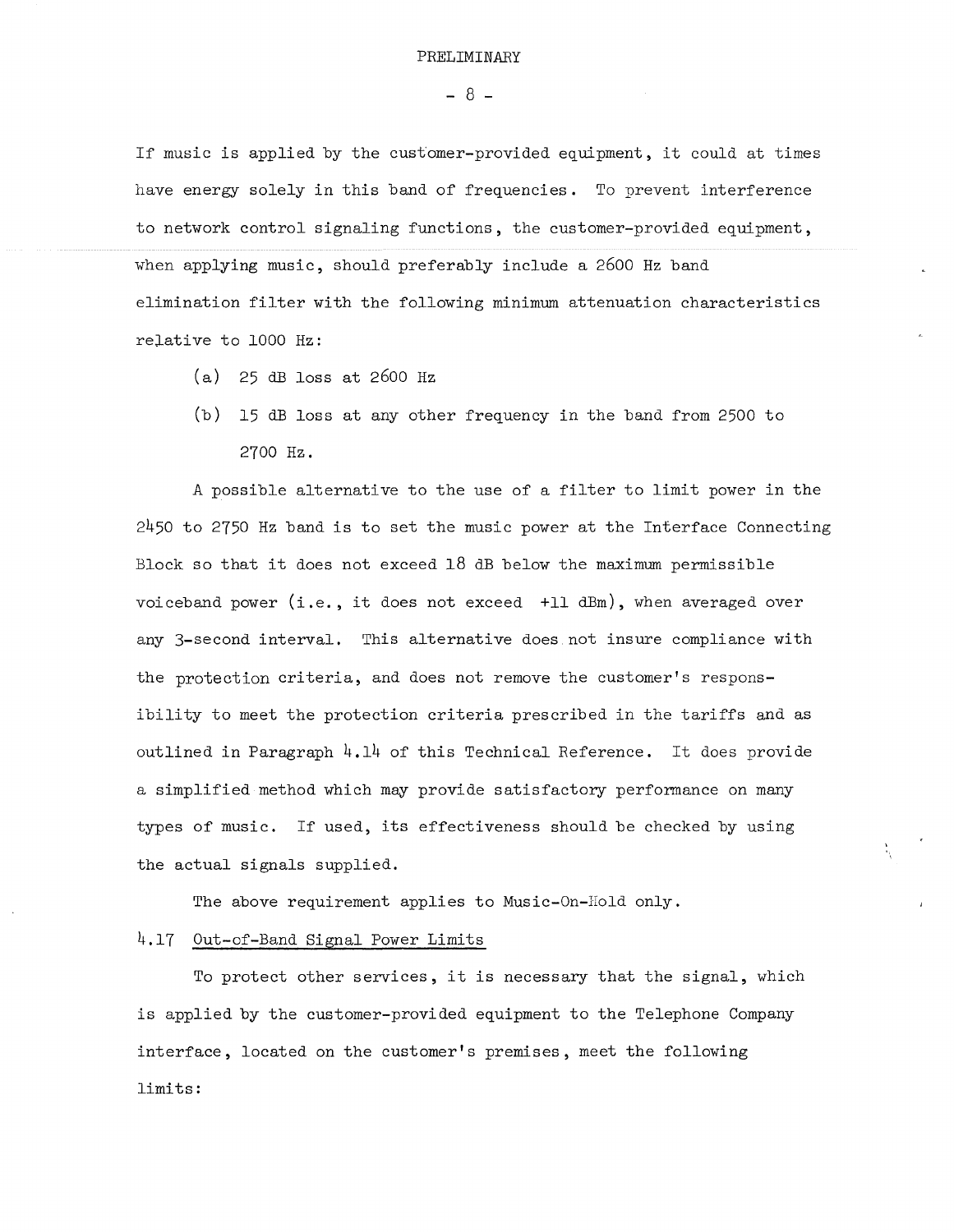If music is applied by the customer-provided equipment, it could at times have energy solely in this band of frequencies. To prevent interference to network control signaling functions, the customer-provided equipment, when applying music, should preferably include a 2600 Hz band elimination filter with the following minimum attenuation characteristics relative to 1000 Hz:

(a) 25 dB loss at 2600 Hz

(b) 15 dB loss at any other frequency in the band from 2500 to 2700 Hz.

A possible alternative to the use of a filter to limit power in the 2450 to 2750 Hz band is to set the music power at the Interface Connecting Block so that it does not exceed 18 dB below the maximum permissible voiceband power (i.e., it does not exceed +11 dBm), when averaged over any 3-second interval. This alternative does not insure compliance with the protection criteria, and does not remove the customer's responsibility to meet the protection criteria prescribed in the tariffs and as outlined in Paragraph 4.14 of this Technical Reference. It does provide a simplified method which may provide satisfactory performance on many types of music. If used, its effectiveness should be checked by using the actual signals supplied.

The above requirement applies to Music-On-Hold only.

### 4.17 Out-of-Band Signal Power Limits

To protect other services, it is necessary that the signal, which is applied by the customer-provided equipment to the Telephone Company interface, located on the customer's premises, meet the following limits: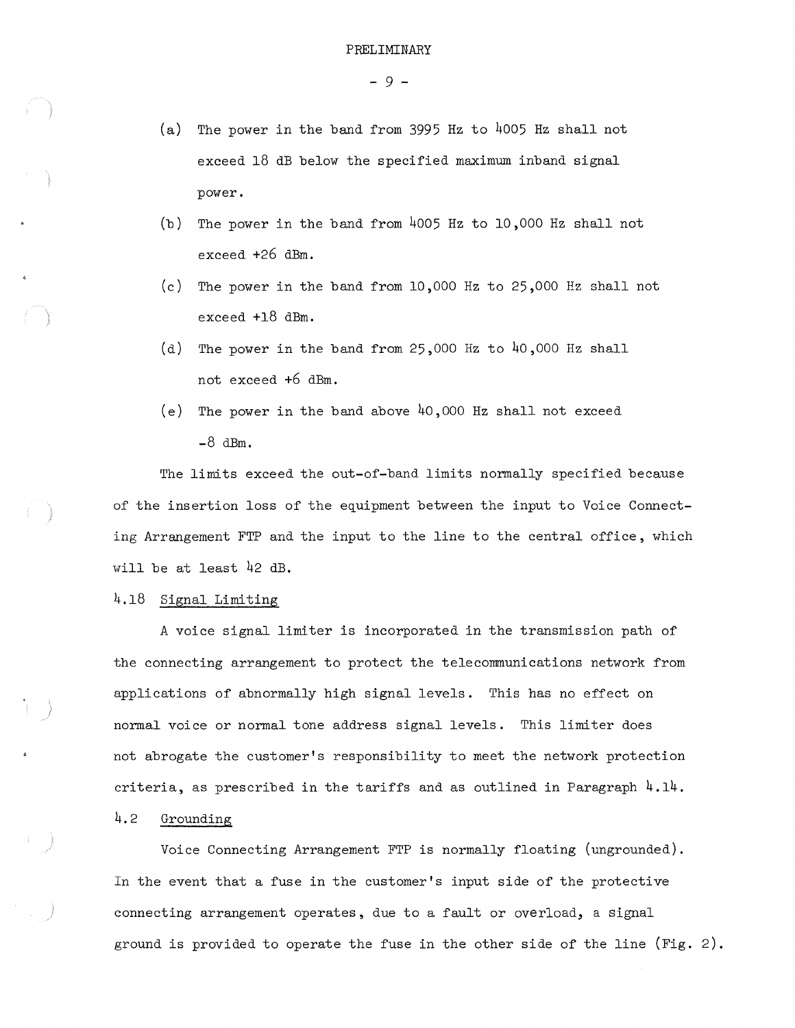(a) The power in the band from 3995 Hz to 4005 Hz shall not exceed 18 dB below the specified maximum inband signal power.

(b) The power in the band from 4005 Hz to 10,000 Hz shall not exceed +26 dBm.

(c) The power in the band from 10,000 Hz to 25,000 Hz shall not exceed +18 dBm.

(d) The power in the band from 25,000 Hz to 40,000 Hz shall not exceed +6 dBm.

(e) The power in the band above 40,000 Hz shall not exceed -8 dBm.

The limits exceed the out-of-band limits normally specified because of the insertion loss of the equipment between the input to Voice Connecting Arrangement FTP and the input to the line to the central office, which will be at least 42 dB.

4.18 Signal Limiting

A voice signal limiter is incorporated in the transmission path of the connecting arrangement to protect the telecommunications network from applications of abnormally high signal levels. This has no effect on normal voice or normal tone address signal levels. This limiter does not abrogate the customer's responsibility to meet the network protection criteria, as prescribed in the tariffs and as outlined in Paragraph 4.14.

4.2 Grounding

Voice Connecting Arrangement FTP is normally floating (ungrounded). In the event that a fuse in the customer's input side of the protective connecting arrangement operates, due to a fault or overload, a signal ground is provided to operate the fuse in the other side of the line (Fig. 2).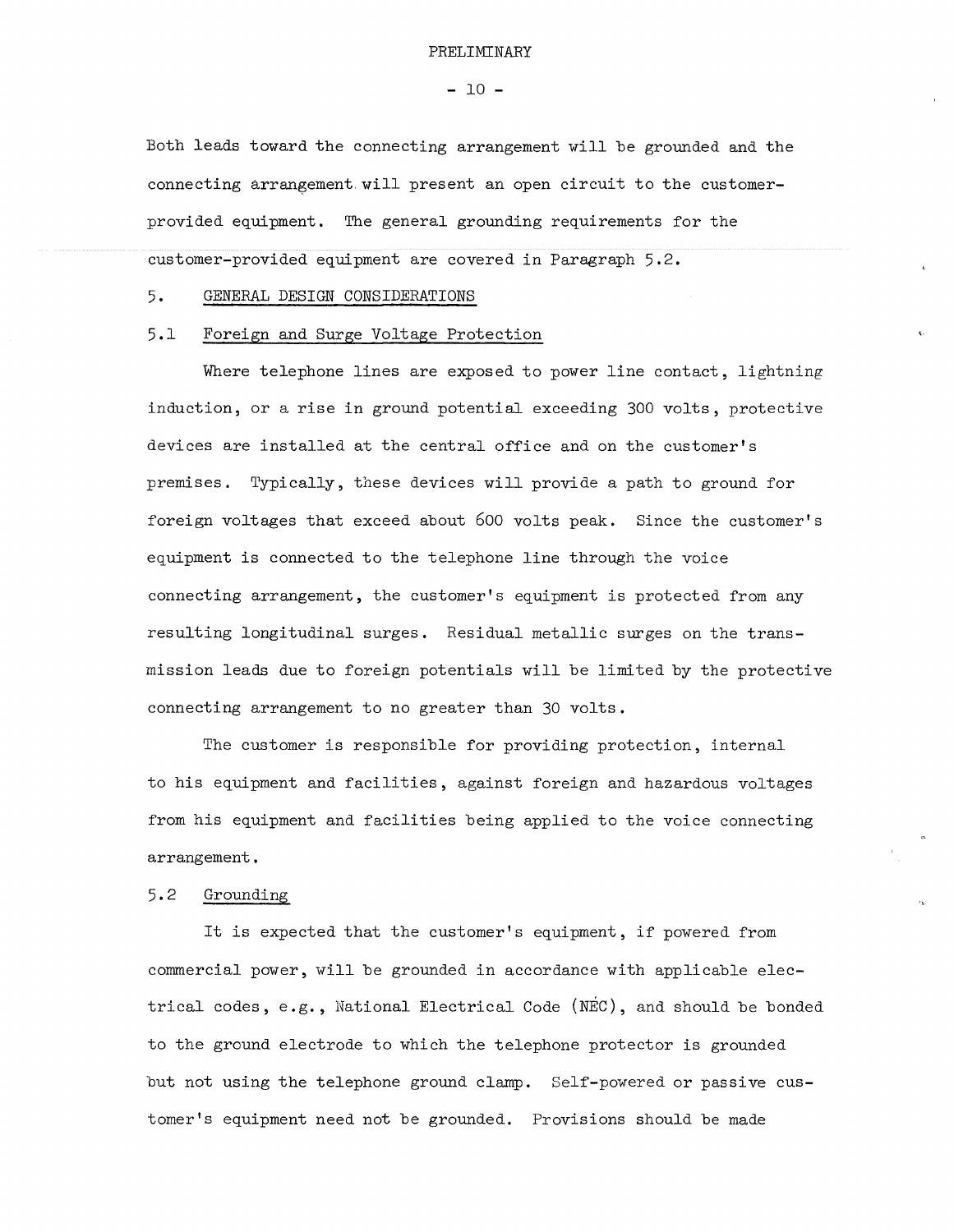Both leads toward the connecting arrangement will be grounded and the connecting arrangement will present an open circuit to the customer-provided equipment. The general grounding requirements for the customer-provided equipment are covered in Paragraph 5.2.

## 5. GENERAL DESIGN CONSIDERATIONS

### 5.1 Foreign and Surge Voltage Protection

Where telephone lines are exposed to power line contact, lightning induction, or a rise in ground potential exceeding 300 volts, protective devices are installed at the central office and on the customer's premises. Typically, these devices will provide a path to ground for foreign voltages that exceed about 600 volts peak. Since the customer's equipment is connected to the telephone line through the voice connecting arrangement, the customer's equipment is protected from any resulting longitudinal surges. Residual metallic surges on the transmission leads due to foreign potentials will be limited by the protective connecting arrangement to no greater than 30 volts.

The customer is responsible for providing protection, internal to his equipment and facilities, against foreign and hazardous voltages from his equipment and facilities being applied to the voice connecting arrangement.

### 5.2 Grounding

It is expected that the customer's equipment, if powered from commercial power, will be grounded in accordance with applicable electrical codes, e.g., National Electrical Code (NEC), and should be bonded to the ground electrode to which the telephone protector is grounded but not using the telephone ground clamp. Self-powered or passive customer's equipment need not be grounded. Provisions should be made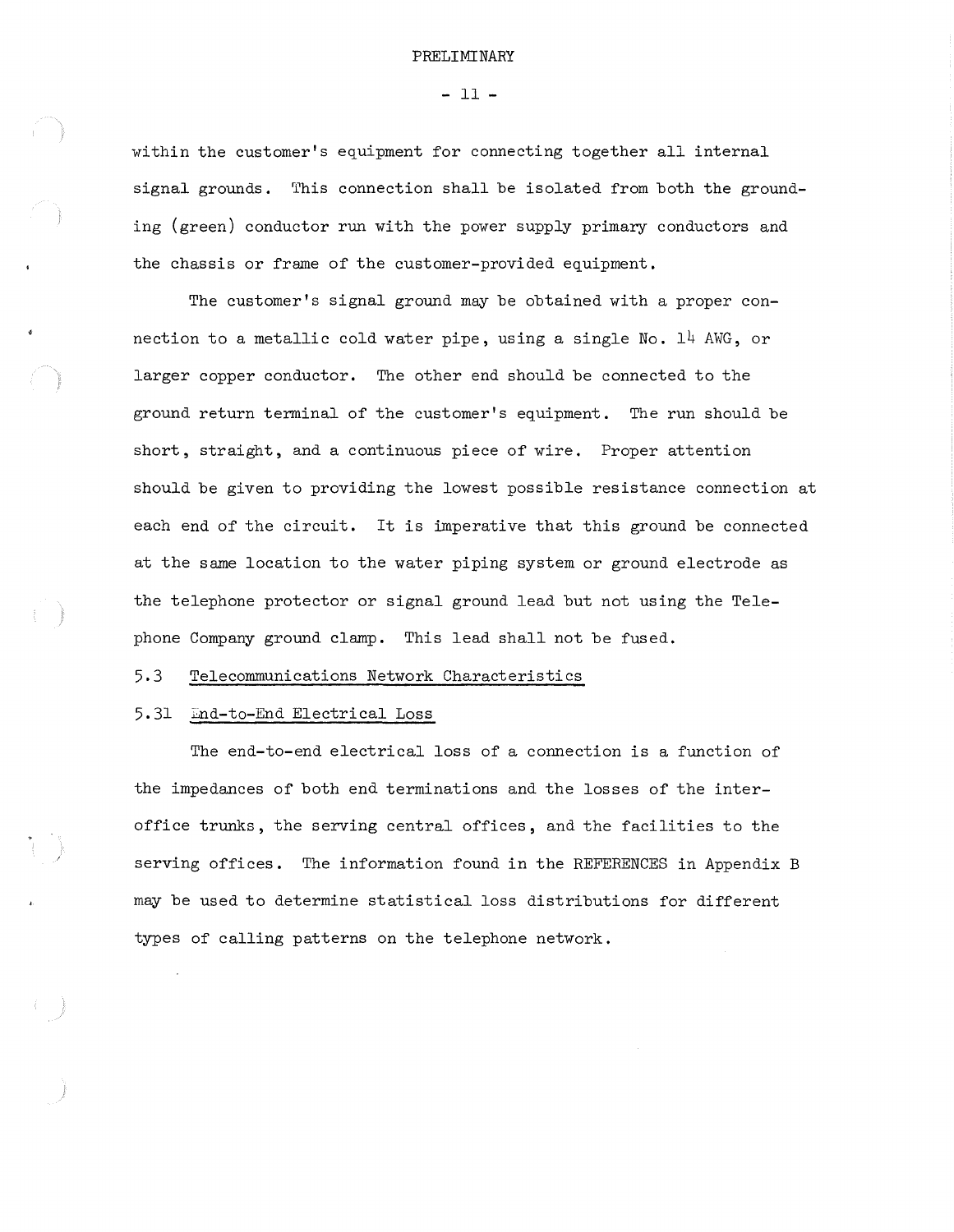within the customer's equipment for connecting together all internal signal grounds. This connection shall be isolated from both the grounding (green) conductor run with the power supply primary conductors and the chassis or frame of the customer-provided equipment.

The customer's signal ground may be obtained with a proper connection to a metallic cold water pipe, using a single No. 14 AWG, or larger copper conductor. The other end should be connected to the ground return terminal of the customer's equipment. The run should be short, straight, and a continuous piece of wire. Proper attention should be given to providing the lowest possible resistance connection at each end of the circuit. It is imperative that this ground be connected at the same location to the water piping system or ground electrode as the telephone protector or signal ground lead but not using the Telephone Company ground clamp. This lead shall not be fused.

## 5.3 Telecommunications Network Characteristics

### 5.31 End-to-End Electrical Loss

The end-to-end electrical loss of a connection is a function of the impedances of both end terminations and the losses of the interoffice trunks, the serving central offices, and the facilities to the serving offices. The information found in the REFERENCES in Appendix B may be used to determine statistical loss distributions for different types of calling patterns on the telephone network.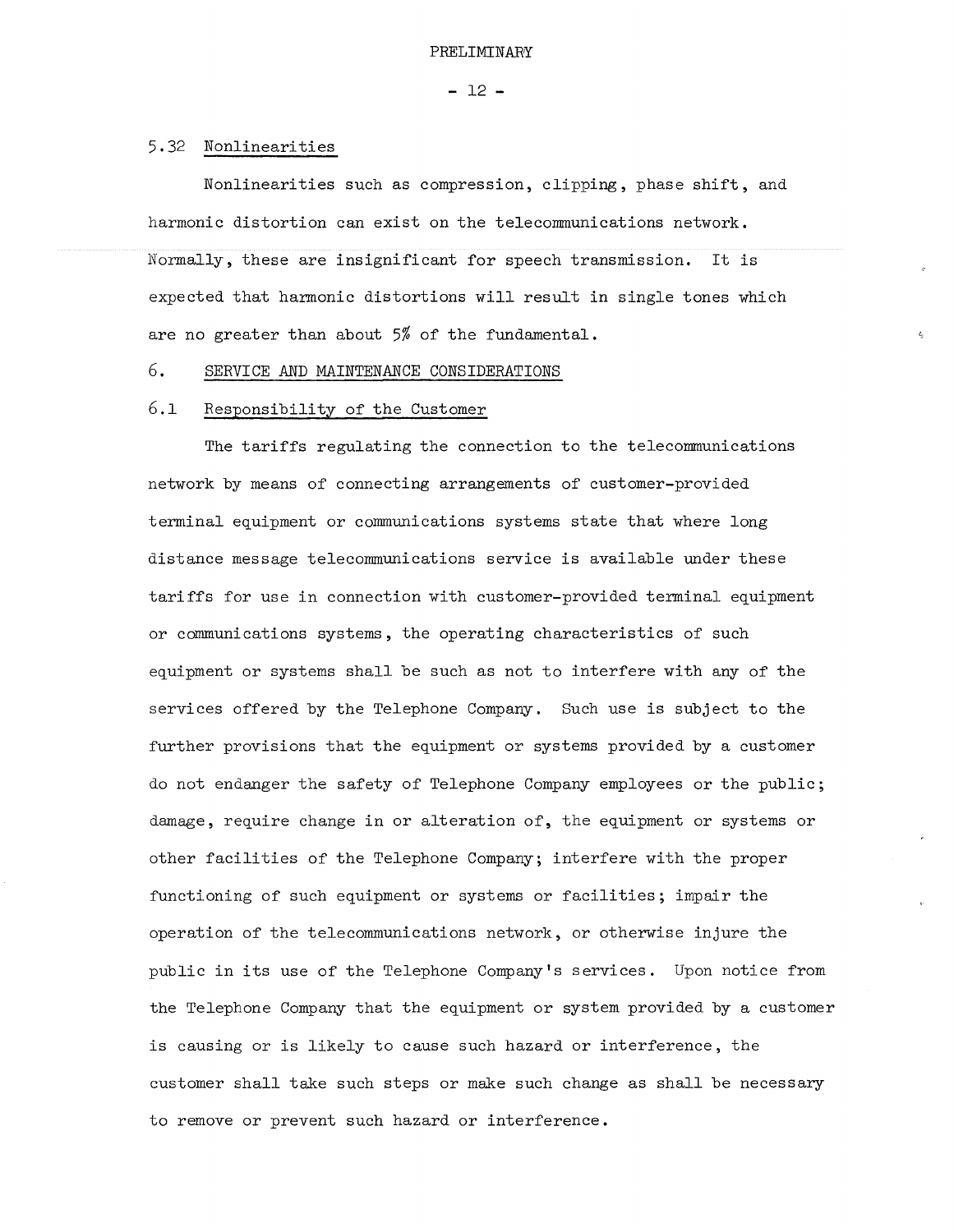### 5.32 Nonlinearities

Nonlinearities such as compression, clipping, phase shift, and harmonic distortion can exist on the telecommunications network. Normally, these are insignificant for speech transmission. It is expected that harmonic distortions will result in single tones which are no greater than about 5% of the fundamental.

## 6. SERVICE AND MAINTENANCE CONSIDERATIONS

### 6.1 Responsibility of the Customer

The tariffs regulating the connection to the telecommunications network by means of connecting arrangements of customer-provided terminal equipment or communications systems state that where long distance message telecommunications service is available under these tariffs for use in connection with customer-provided terminal equipment or communications systems, the operating characteristics of such equipment or systems shall be such as not to interfere with any of the services offered by the Telephone Company. Such use is subject to the further provisions that the equipment or systems provided by a customer do not endanger the safety of Telephone Company employees or the public; damage, require change in or alteration of, the equipment or systems or other facilities of the Telephone Company; interfere with the proper functioning of such equipment or systems or facilities; impair the operation of the telecommunications network, or otherwise injure the public in its use of the Telephone Company's services. Upon notice from the Telephone Company that the equipment or system provided by a customer is causing or is likely to cause such hazard or interference, the customer shall take such steps or make such change as shall be necessary to remove or prevent such hazard or interference.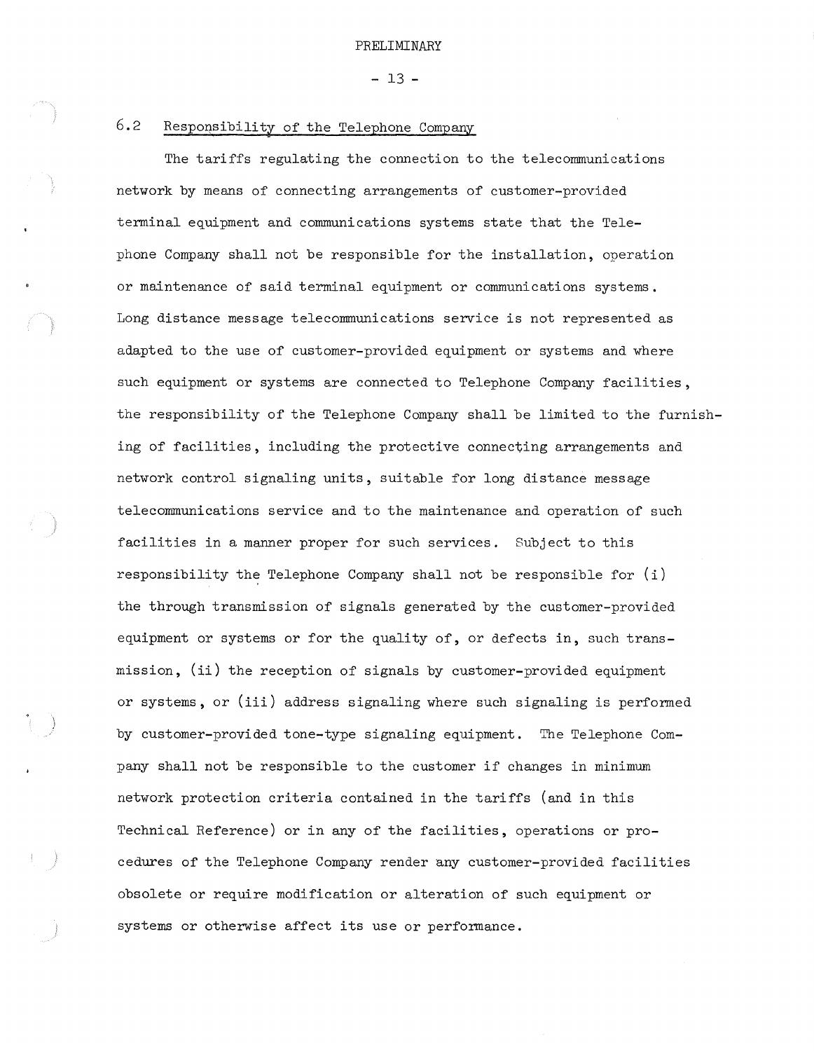## 6.2 Responsibility of the Telephone Company

The tariffs regulating the connection to the telecommunications network by means of connecting arrangements of customer-provided terminal equipment and communications systems state that the Telephone Company shall not be responsible for the installation, operation or maintenance of said terminal equipment or communications systems. Long distance message telecommunications service is not represented as adapted to the use of customer-provided equipment or systems and where such equipment or systems are connected to Telephone Company facilities, the responsibility of the Telephone Company shall be limited to the furnishing of facilities, including the protective connecting arrangements and network control signaling units, suitable for long distance message telecommunications service and to the maintenance and operation of such facilities in a manner proper for such services. Subject to this responsibility the Telephone Company shall not be responsible for (i) the through transmission of signals generated by the customer-provided equipment or systems or for the quality of, or defects in, such transmission, (ii) the reception of signals by customer-provided equipment or systems, or (iii) address signaling where such signaling is performed by customer-provided tone-type signaling equipment. The Telephone Company shall not be responsible to the customer if changes in minimum network protection criteria contained in the tariffs (and in this Technical Reference) or in any of the facilities, operations or procedures of the Telephone Company render any customer-provided facilities obsolete or require modification or alteration of such equipment or systems or otherwise affect its use or performance.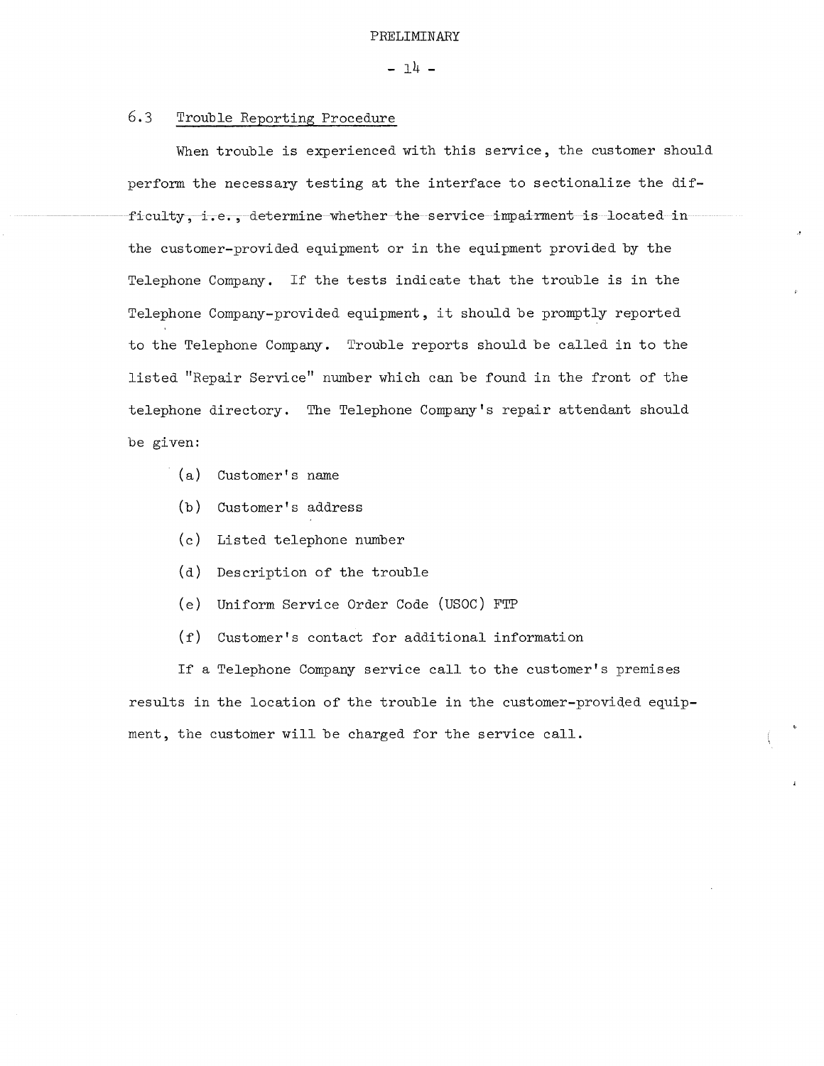PRELIMINARY

## 6.3 Trouble Reporting Procedure

When trouble is experienced with this service, the customer should perform the necessary testing at the interface to sectionalize the difficulty, i.e., determine whether the service impairment is located in the customer-provided equipment or in the equipment provided by the Telephone Company. If the tests indicate that the trouble is in the Telephone Company-provided equipment, it should be promptly reported to the Telephone Company. Trouble reports should be called in to the listed "Repair Service" number which can be found in the front of the telephone directory. The Telephone Company's repair attendant should be given:

(a) Customer's name

(b) Customer's address

(c) Listed telephone number

(d) Description of the trouble

(e) Uniform Service Order Code (USOC) FTP

(f) Customer's contact for additional information

If a Telephone Company service call to the customer's premises results in the location of the trouble in the customer-provided equipment, the customer will be charged for the service call.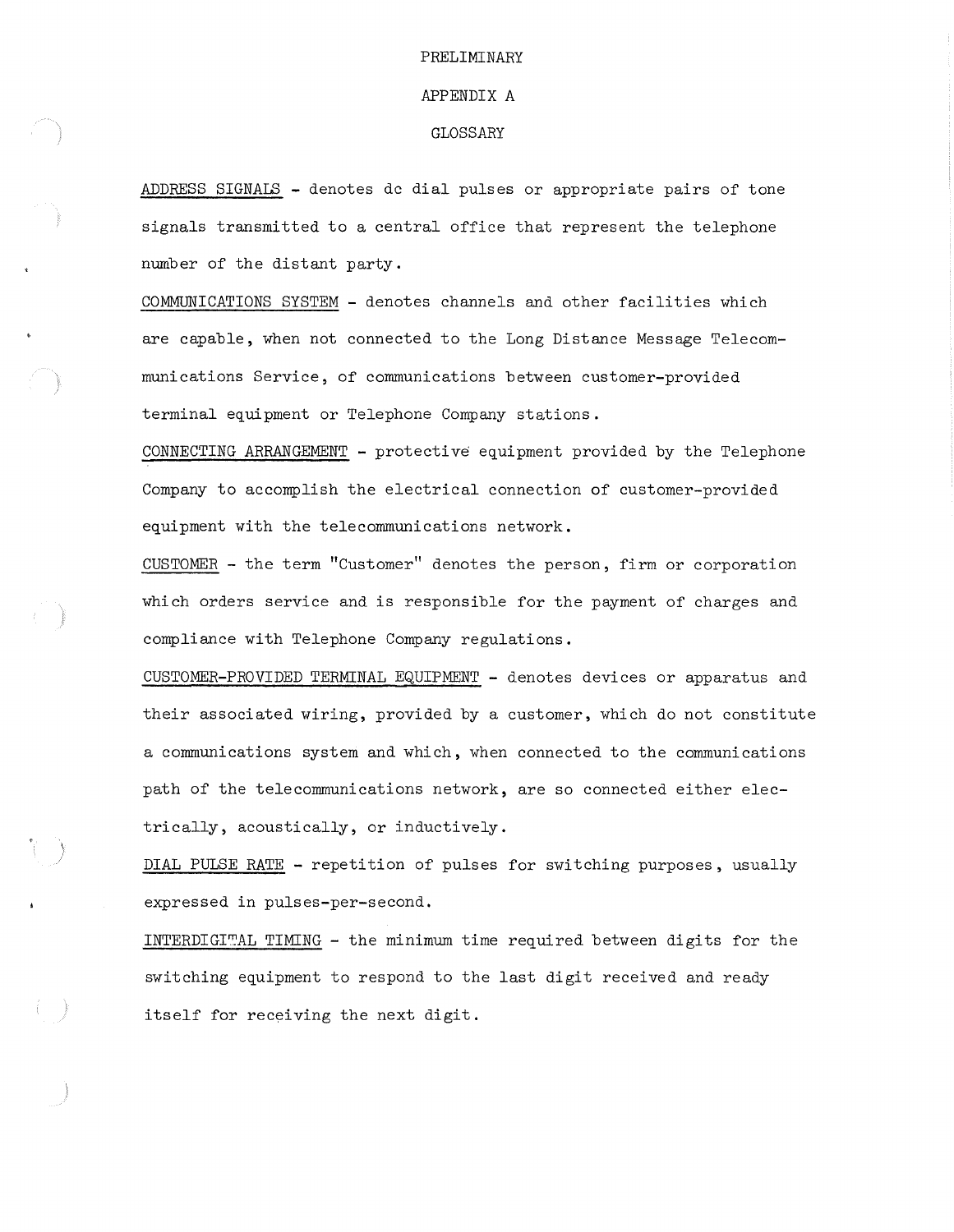PRELIMINARY

# APPENDIX A

## GLOSSARY

<u>ADDRESS SIGNALS</u> - denotes dc dial pulses or appropriate pairs of tone signals transmitted to a central office that represent the telephone number of the distant party.

<u>COMMUNICATIONS SYSTEM</u> - denotes channels and other facilities which are capable, when not connected to the Long Distance Message Telecommunications Service, of communications between customer-provided terminal equipment or Telephone Company stations.

<u>CONNECTING ARRANGEMENT</u> - protective equipment provided by the Telephone Company to accomplish the electrical connection of customer-provided equipment with the telecommunications network.

<u>CUSTOMER</u> - the term "Customer" denotes the person, firm or corporation which orders service and is responsible for the payment of charges and compliance with Telephone Company regulations.

<u>CUSTOMER-PROVIDED TERMINAL EQUIPMENT</u> - denotes devices or apparatus and their associated wiring, provided by a customer, which do not constitute a communications system and which, when connected to the communications path of the telecommunications network, are so connected either electrically, acoustically, or inductively.

<u>DIAL PULSE RATE</u> - repetition of pulses for switching purposes, usually expressed in pulses-per-second.

<u>INTERDIGITAL TIMING</u> - the minimum time required between digits for the switching equipment to respond to the last digit received and ready itself for receiving the next digit.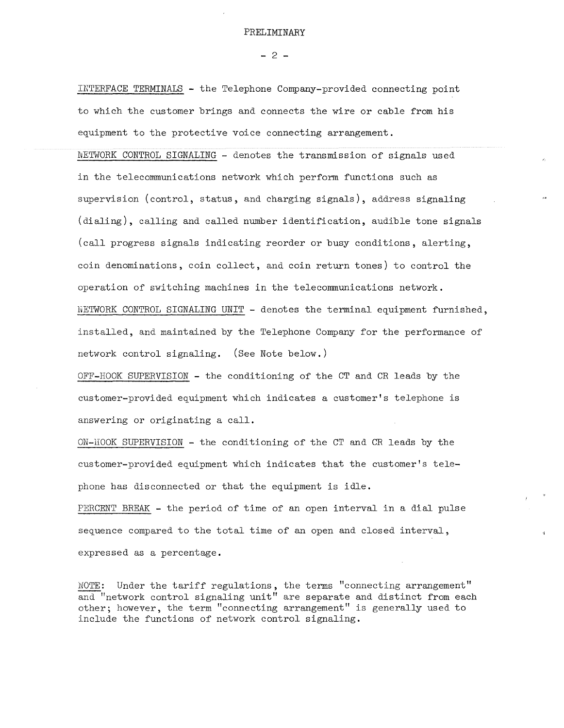PRELIMINARY

INTERFACE TERMINALS - the Telephone Company-provided connecting point to which the customer brings and connects the wire or cable from his equipment to the protective voice connecting arrangement.

NETWORK CONTROL SIGNALING - denotes the transmission of signals used in the telecommunications network which perform functions such as supervision (control, status, and charging signals), address signaling (dialing), calling and called number identification, audible tone signals (call progress signals indicating reorder or busy conditions, alerting, coin denominations, coin collect, and coin return tones) to control the operation of switching machines in the telecommunications network.

NETWORK CONTROL SIGNALING UNIT - denotes the terminal equipment furnished, installed, and maintained by the Telephone Company for the performance of network control signaling. (See Note below.)

OFF-HOOK SUPERVISION - the conditioning of the CT and CR leads by the customer-provided equipment which indicates a customer's telephone is answering or originating a call.

ON-HOOK SUPERVISION - the conditioning of the CT and CR leads by the customer-provided equipment which indicates that the customer's telephone has disconnected or that the equipment is idle.

PERCENT BREAK - the period of time of an open interval in a dial pulse sequence compared to the total time of an open and closed interval, expressed as a percentage.

NOTE: Under the tariff regulations, the terms "connecting arrangement" and "network control signaling unit" are separate and distinct from each other; however, the term "connecting arrangement" is generally used to include the functions of network control signaling.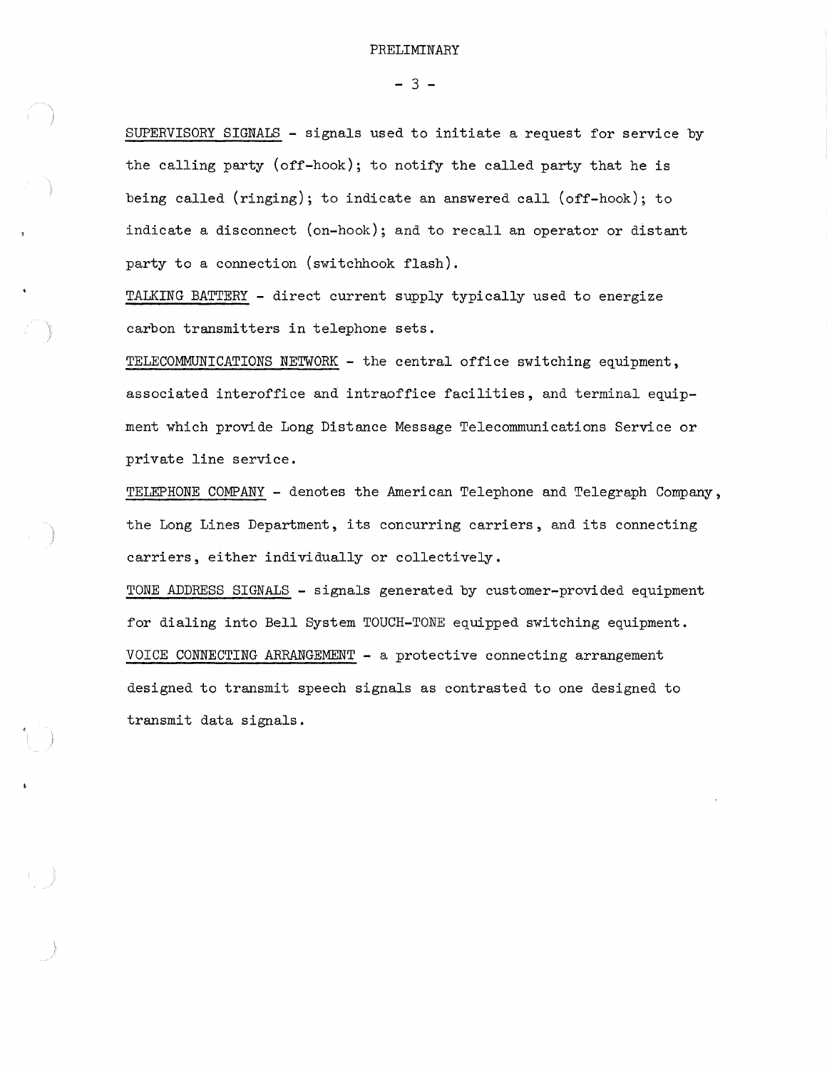SUPERVISORY SIGNALS - signals used to initiate a request for service by the calling party (off-hook); to notify the called party that he is being called (ringing); to indicate an answered call (off-hook); to indicate a disconnect (on-hook); and to recall an operator or distant party to a connection (switchhook flash).

TALKING BATTERY - direct current supply typically used to energize carbon transmitters in telephone sets.

TELECOMMUNICATIONS NETWORK - the central office switching equipment, associated interoffice and intraoffice facilities, and terminal equipment which provide Long Distance Message Telecommunications Service or private line service.

TELEPHONE COMPANY - denotes the American Telephone and Telegraph Company, the Long Lines Department, its concurring carriers, and its connecting carriers, either individually or collectively.

TONE ADDRESS SIGNALS - signals generated by customer-provided equipment for dialing into Bell System TOUCH-TONE equipped switching equipment.

VOICE CONNECTING ARRANGEMENT - a protective connecting arrangement designed to transmit speech signals as contrasted to one designed to transmit data signals.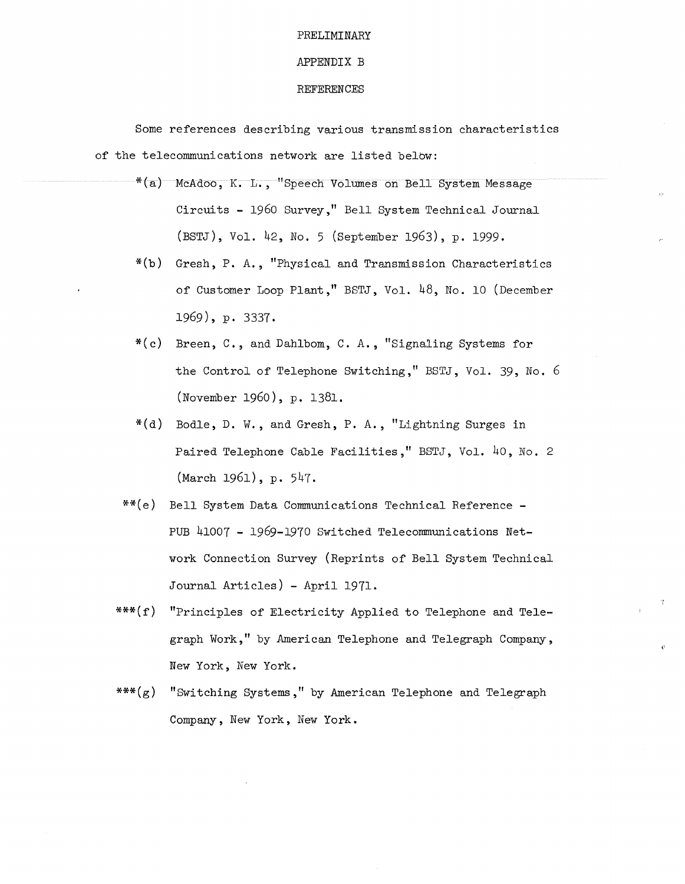PRELIMINARY

# APPENDIX B

## REFERENCES

Some references describing various transmission characteristics of the telecommunications network are listed below:

*(a) McAdoo, K. L., "Speech Volumes on Bell System Message Circuits - 1960 Survey," Bell System Technical Journal (BSTJ), Vol. 42, No. 5 (September 1963), p. 1999.

*(b) Gresh, P. A., "Physical and Transmission Characteristics of Customer Loop Plant," BSTJ, Vol. 48, No. 10 (December 1969), p. 3337.

*(c) Breen, C., and Dahlbom, C. A., "Signaling Systems for the Control of Telephone Switching," BSTJ, Vol. 39, No. 6 (November 1960), p. 1381.

*(d) Bodle, D. W., and Gresh, P. A., "Lightning Surges in Paired Telephone Cable Facilities," BSTJ, Vol. 40, No. 2 (March 1961), p. 547.

**(e) Bell System Data Communications Technical Reference - PUB 41007 - 1969-1970 Switched Telecommunications Network Connection Survey (Reprints of Bell System Technical Journal Articles) - April 1971.

***(f) "Principles of Electricity Applied to Telephone and Telegraph Work," by American Telephone and Telegraph Company, New York, New York.

***(g) "Switching Systems," by American Telephone and Telegraph Company, New York, New York.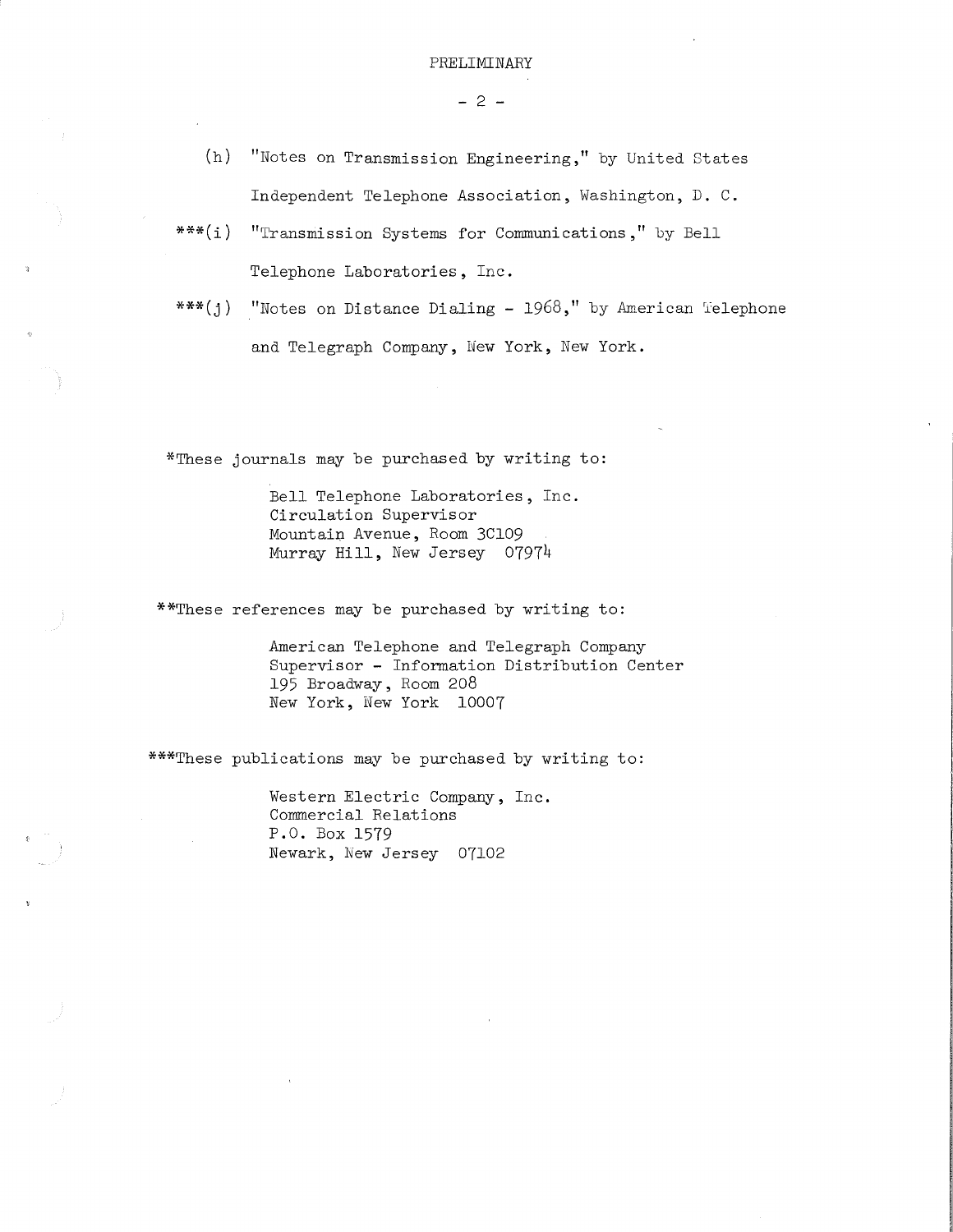PRELIMINARY

(h) "Notes on Transmission Engineering," by United States Independent Telephone Association, Washington, D. C.

***(i) "Transmission Systems for Communications," by Bell Telephone Laboratories, Inc.

***(j) "Notes on Distance Dialing - 1968," by American Telephone and Telegraph Company, New York, New York.

*These journals may be purchased by writing to:

> Bell Telephone Laboratories, Inc.
> Circulation Supervisor
> Mountain Avenue, Room 3C109
> Murray Hill, New Jersey 07974

**These references may be purchased by writing to:

> American Telephone and Telegraph Company
> Supervisor - Information Distribution Center
> 195 Broadway, Room 208
> New York, New York 10007

***These publications may be purchased by writing to:

> Western Electric Company, Inc.
> Commercial Relations
> P.O. Box 1579
> Newark, New Jersey 07102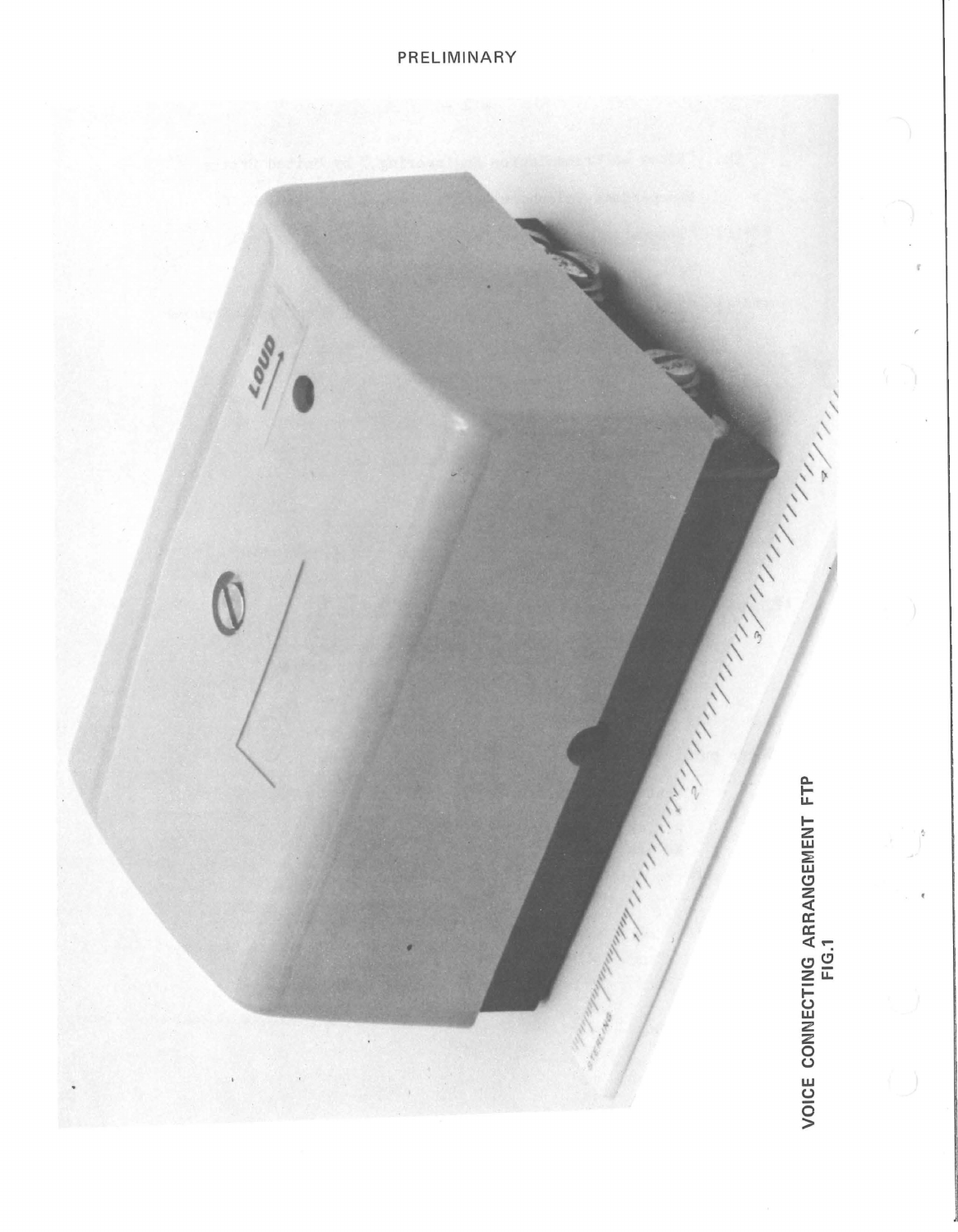PRELIMINARY

VOICE CONNECTING ARRANGEMENT FTP
FIG.1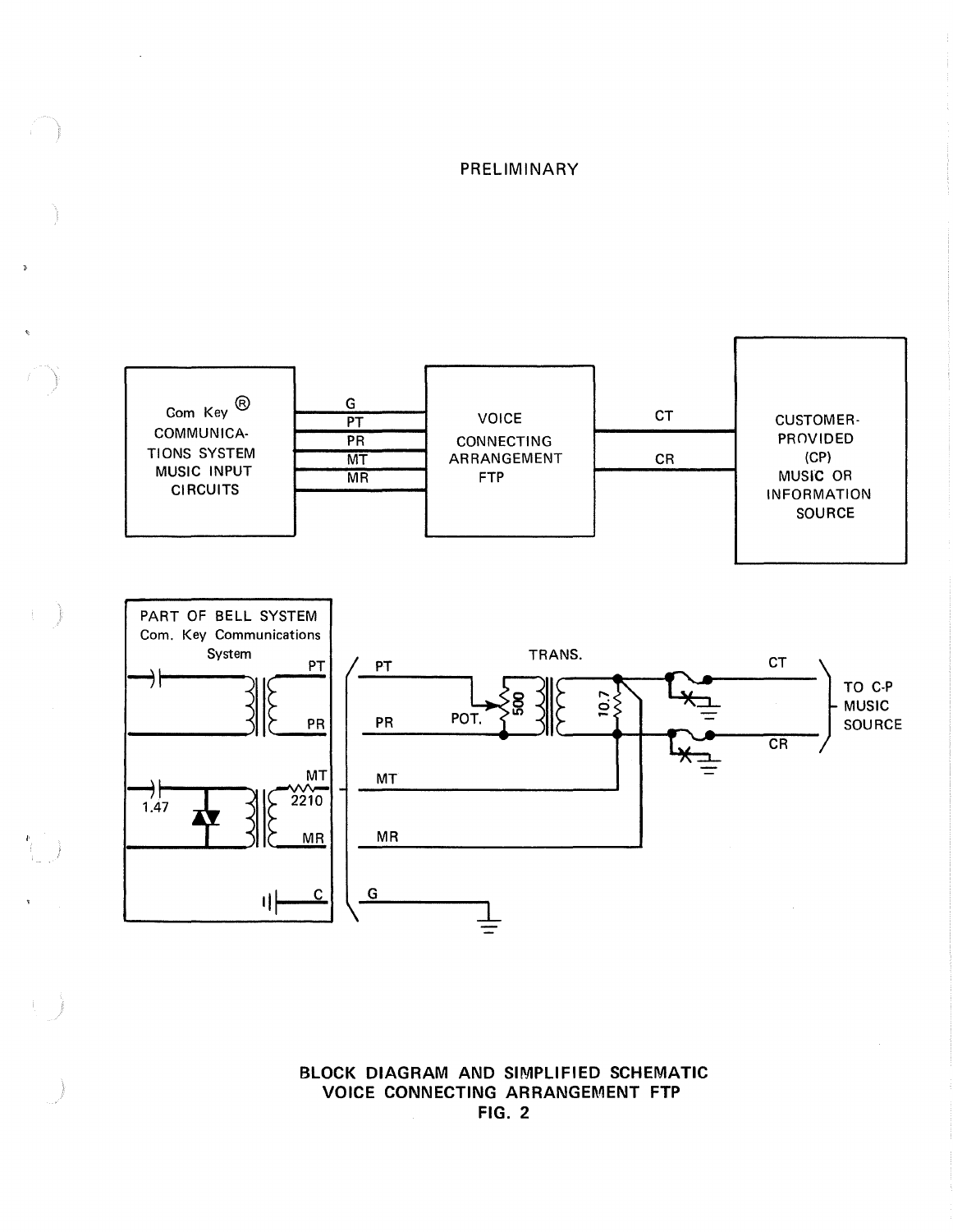PRELIMINARY

Com Key ® COMMUNICATIONS SYSTEM MUSIC INPUT CIRCUITS

G
PT
PR
MT
MR

VOICE CONNECTING ARRANGEMENT FTP

CT
CR

CUSTOMER-PROVIDED (CP) MUSIC OR INFORMATION SOURCE

PART OF BELL SYSTEM Com. Key Communications System

PT
PR
MT
2210
MR
1.47
C

PT
PR
MT
MR
G

TRANS.
POT.
500
10.7

CT
CR

TO C-P MUSIC SOURCE

**BLOCK DIAGRAM AND SIMPLIFIED SCHEMATIC**
**VOICE CONNECTING ARRANGEMENT FTP**
**FIG. 2**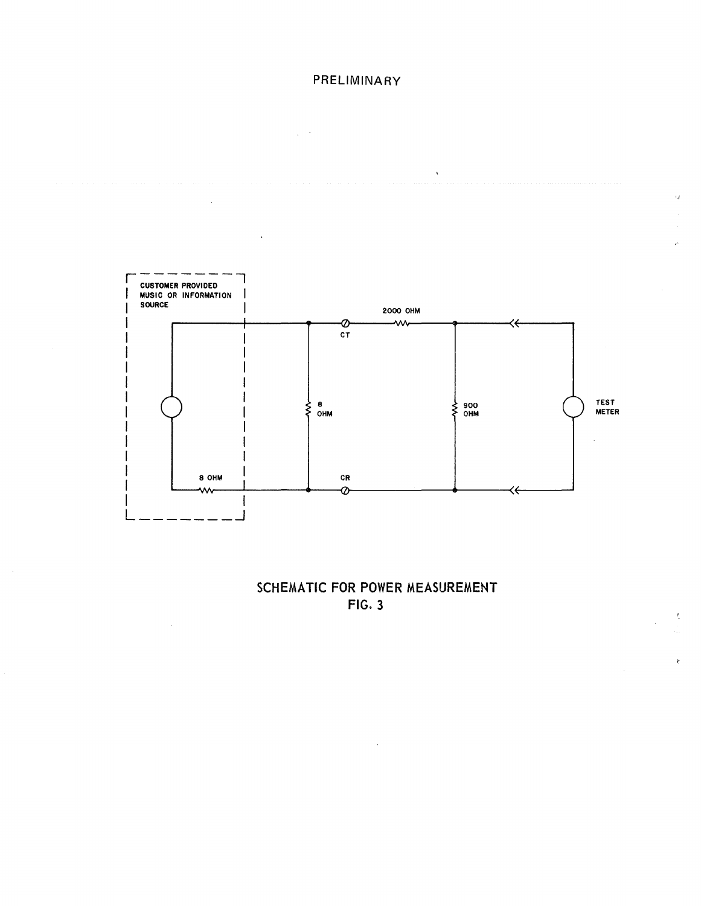PRELIMINARY

CUSTOMER PROVIDED MUSIC OR INFORMATION SOURCE

8 OHM

CT

2000 OHM

8 OHM

900 OHM

CR

TEST METER

SCHEMATIC FOR POWER MEASUREMENT

FIG. 3